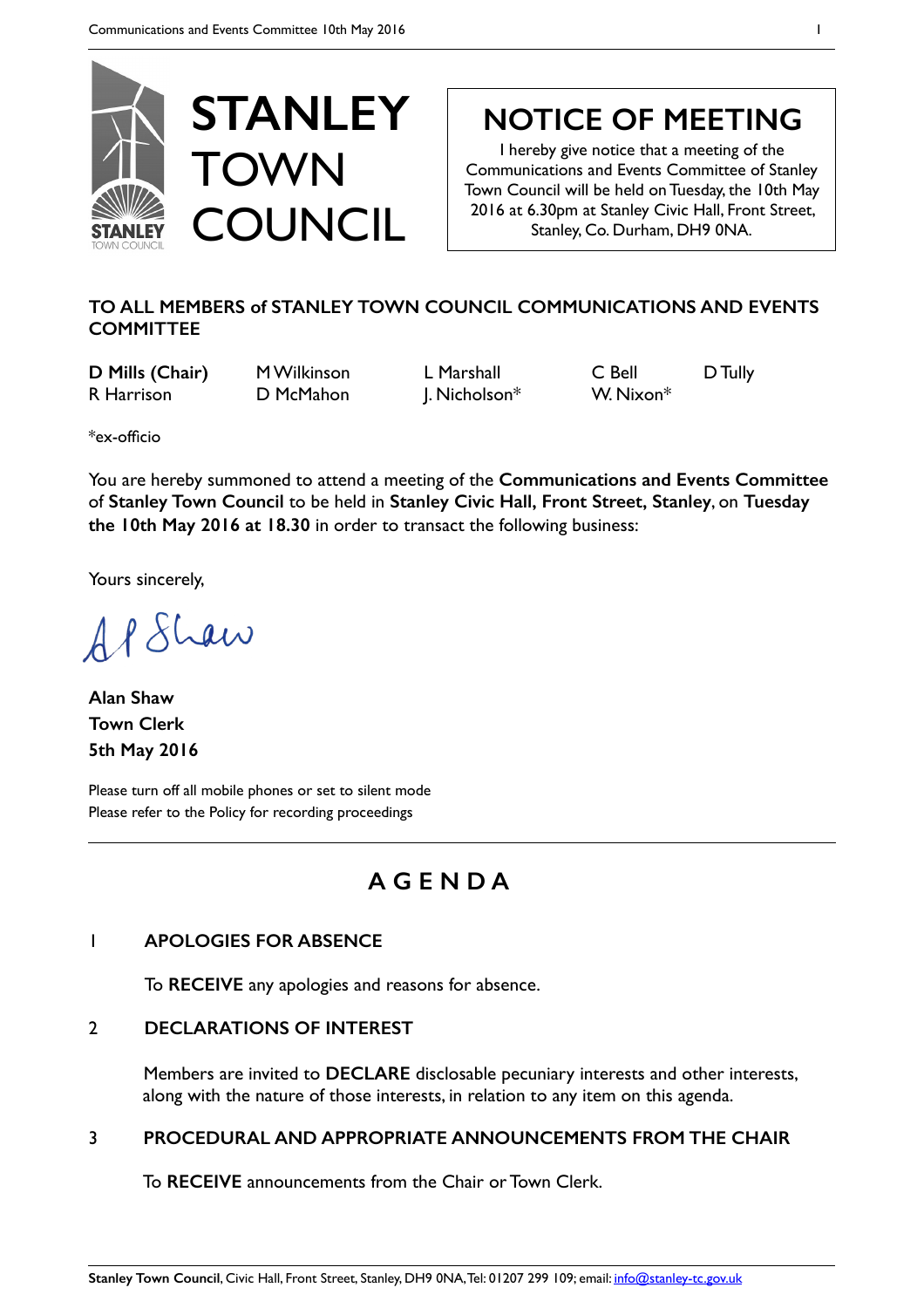# STANLEY TOWN COUNCIL

## NOTICE OF MEETING

I hereby give notice that a meeting of the Communications and Events Committee of Stanley Town Council will be held on Tuesday, the 10th May 2016 at 6.30pm at Stanley Civic Hall, Front Street, Stanley, Co. Durham, DH9 0NA.

**TO ALL MEMBERS of STANLEY TOWN COUNCIL COMMUNICATIONS AND EVENTS COMMITTEE**

| | | | | |
|---|---|---|---|---|
| **D Mills (Chair)** | M Wilkinson | L Marshall | C Bell | D Tully |
| R Harrison | D McMahon | J. Nicholson* | W. Nixon* | |

*ex-officio

You are hereby summoned to attend a meeting of the **Communications and Events Committee** of **Stanley Town Council** to be held in **Stanley Civic Hall, Front Street, Stanley**, on **Tuesday the 10th May 2016 at 18.30** in order to transact the following business:

Yours sincerely,

A P Shaw

**Alan Shaw**
**Town Clerk**
**5th May 2016**

Please turn off all mobile phones or set to silent mode
Please refer to the Policy for recording proceedings

---

## AGENDA

### 1 APOLOGIES FOR ABSENCE

To **RECEIVE** any apologies and reasons for absence.

### 2 DECLARATIONS OF INTEREST

Members are invited to **DECLARE** disclosable pecuniary interests and other interests, along with the nature of those interests, in relation to any item on this agenda.

### 3 PROCEDURAL AND APPROPRIATE ANNOUNCEMENTS FROM THE CHAIR

To **RECEIVE** announcements from the Chair or Town Clerk.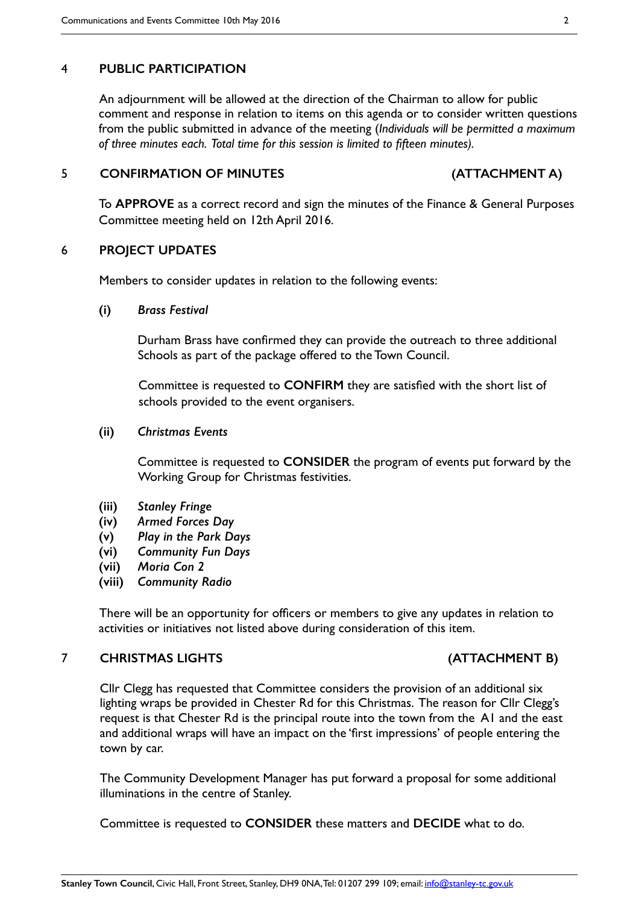## 4 PUBLIC PARTICIPATION

An adjournment will be allowed at the direction of the Chairman to allow for public comment and response in relation to items on this agenda or to consider written questions from the public submitted in advance of the meeting (*Individuals will be permitted a maximum of three minutes each. Total time for this session is limited to fifteen minutes).*

## 5 CONFIRMATION OF MINUTES (ATTACHMENT A)

To **APPROVE** as a correct record and sign the minutes of the Finance & General Purposes Committee meeting held on 12th April 2016.

## 6 PROJECT UPDATES

Members to consider updates in relation to the following events:

**(i)** *Brass Festival*

Durham Brass have confirmed they can provide the outreach to three additional Schools as part of the package offered to the Town Council.

Committee is requested to **CONFIRM** they are satisfied with the short list of schools provided to the event organisers.

**(ii)** *Christmas Events*

Committee is requested to **CONSIDER** the program of events put forward by the Working Group for Christmas festivities.

**(iii)** *Stanley Fringe*
**(iv)** *Armed Forces Day*
**(v)** *Play in the Park Days*
**(vi)** *Community Fun Days*
**(vii)** *Moria Con 2*
**(viii)** *Community Radio*

There will be an opportunity for officers or members to give any updates in relation to activities or initiatives not listed above during consideration of this item.

## 7 CHRISTMAS LIGHTS (ATTACHMENT B)

Cllr Clegg has requested that Committee considers the provision of an additional six lighting wraps be provided in Chester Rd for this Christmas. The reason for Cllr Clegg's request is that Chester Rd is the principal route into the town from the A1 and the east and additional wraps will have an impact on the 'first impressions' of people entering the town by car.

The Community Development Manager has put forward a proposal for some additional illuminations in the centre of Stanley.

Committee is requested to **CONSIDER** these matters and **DECIDE** what to do.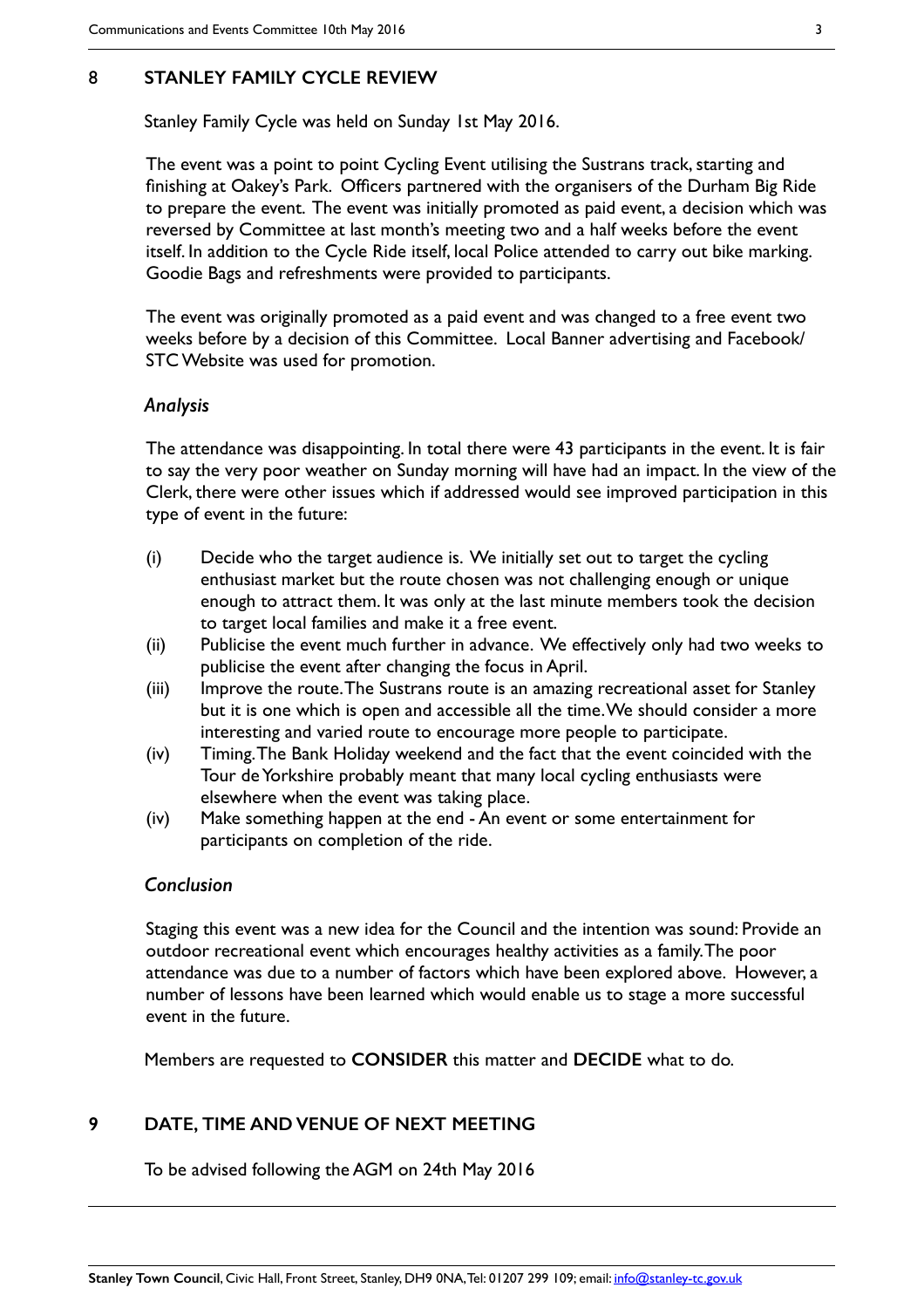## 8 STANLEY FAMILY CYCLE REVIEW

Stanley Family Cycle was held on Sunday 1st May 2016.

The event was a point to point Cycling Event utilising the Sustrans track, starting and finishing at Oakey's Park. Officers partnered with the organisers of the Durham Big Ride to prepare the event. The event was initially promoted as paid event, a decision which was reversed by Committee at last month's meeting two and a half weeks before the event itself. In addition to the Cycle Ride itself, local Police attended to carry out bike marking. Goodie Bags and refreshments were provided to participants.

The event was originally promoted as a paid event and was changed to a free event two weeks before by a decision of this Committee. Local Banner advertising and Facebook/ STC Website was used for promotion.

### *Analysis*

The attendance was disappointing. In total there were 43 participants in the event. It is fair to say the very poor weather on Sunday morning will have had an impact. In the view of the Clerk, there were other issues which if addressed would see improved participation in this type of event in the future:

(i) Decide who the target audience is. We initially set out to target the cycling enthusiast market but the route chosen was not challenging enough or unique enough to attract them. It was only at the last minute members took the decision to target local families and make it a free event.

(ii) Publicise the event much further in advance. We effectively only had two weeks to publicise the event after changing the focus in April.

(iii) Improve the route. The Sustrans route is an amazing recreational asset for Stanley but it is one which is open and accessible all the time. We should consider a more interesting and varied route to encourage more people to participate.

(iv) Timing. The Bank Holiday weekend and the fact that the event coincided with the Tour de Yorkshire probably meant that many local cycling enthusiasts were elsewhere when the event was taking place.

(iv) Make something happen at the end - An event or some entertainment for participants on completion of the ride.

### *Conclusion*

Staging this event was a new idea for the Council and the intention was sound: Provide an outdoor recreational event which encourages healthy activities as a family. The poor attendance was due to a number of factors which have been explored above. However, a number of lessons have been learned which would enable us to stage a more successful event in the future.

Members are requested to **CONSIDER** this matter and **DECIDE** what to do.

## 9 DATE, TIME AND VENUE OF NEXT MEETING

To be advised following the AGM on 24th May 2016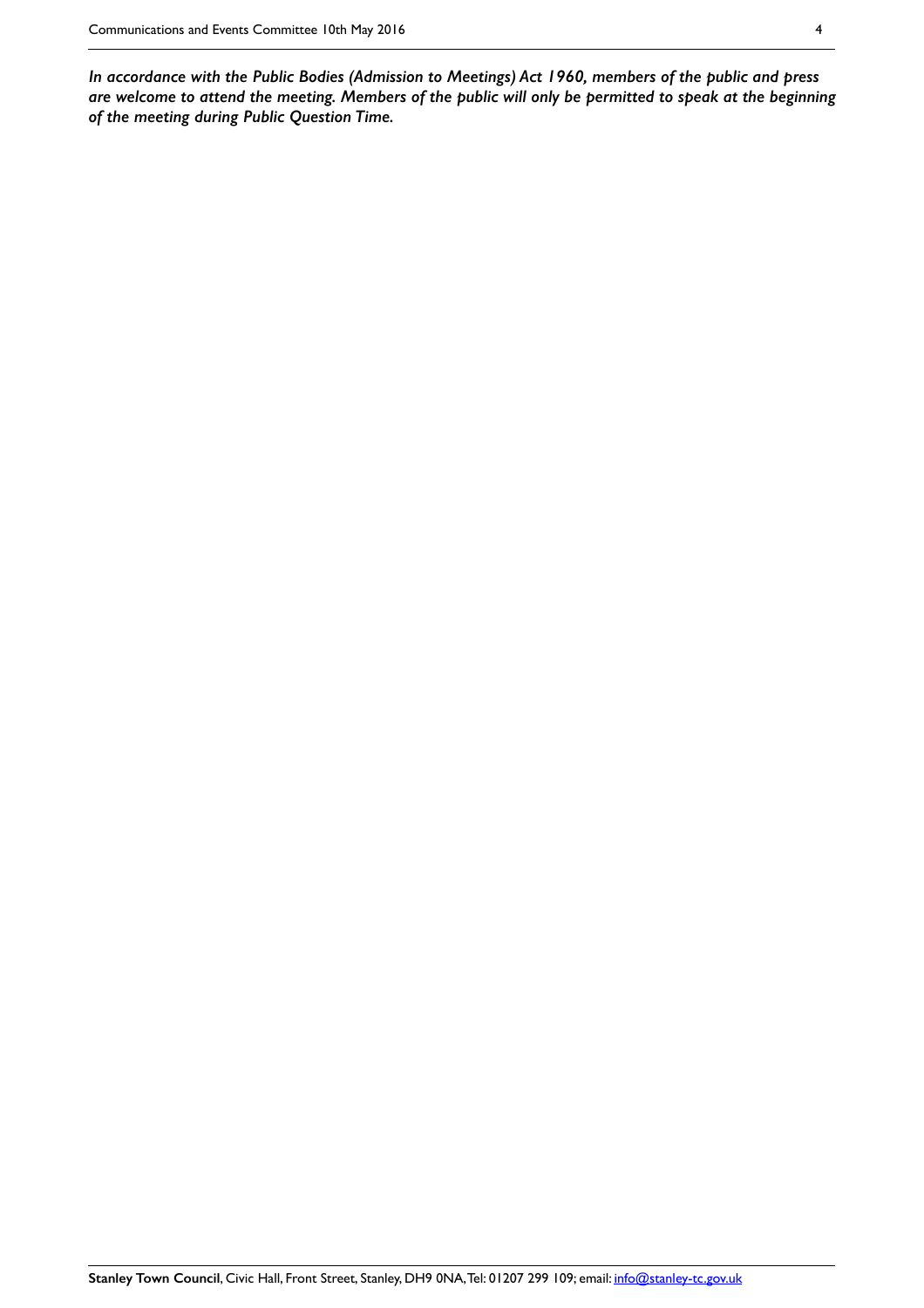***In accordance with the Public Bodies (Admission to Meetings) Act 1960, members of the public and press are welcome to attend the meeting. Members of the public will only be permitted to speak at the beginning of the meeting during Public Question Time.***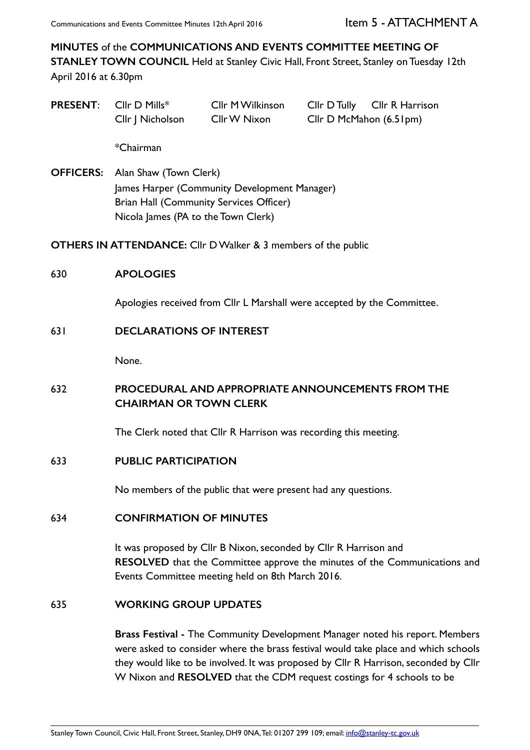Item 5 - ATTACHMENT A

**MINUTES** of the **COMMUNICATIONS AND EVENTS COMMITTEE MEETING OF STANLEY TOWN COUNCIL** Held at Stanley Civic Hall, Front Street, Stanley on Tuesday 12th April 2016 at 6.30pm

| **PRESENT**: | Cllr D Mills* | Cllr M Wilkinson | Cllr D Tully | Cllr R Harrison |
|---|---|---|---|---|
| | Cllr J Nicholson | Cllr W Nixon | Cllr D McMahon (6.51pm) | |

*Chairman

**OFFICERS:** Alan Shaw (Town Clerk)
James Harper (Community Development Manager)
Brian Hall (Community Services Officer)
Nicola James (PA to the Town Clerk)

**OTHERS IN ATTENDANCE:** Cllr D Walker & 3 members of the public

630 **APOLOGIES**

Apologies received from Cllr L Marshall were accepted by the Committee.

631 **DECLARATIONS OF INTEREST**

None.

632 **PROCEDURAL AND APPROPRIATE ANNOUNCEMENTS FROM THE CHAIRMAN OR TOWN CLERK**

The Clerk noted that Cllr R Harrison was recording this meeting.

633 **PUBLIC PARTICIPATION**

No members of the public that were present had any questions.

634 **CONFIRMATION OF MINUTES**

It was proposed by Cllr B Nixon, seconded by Cllr R Harrison and **RESOLVED** that the Committee approve the minutes of the Communications and Events Committee meeting held on 8th March 2016.

635 **WORKING GROUP UPDATES**

**Brass Festival -** The Community Development Manager noted his report. Members were asked to consider where the brass festival would take place and which schools they would like to be involved. It was proposed by Cllr R Harrison, seconded by Cllr W Nixon and **RESOLVED** that the CDM request costings for 4 schools to be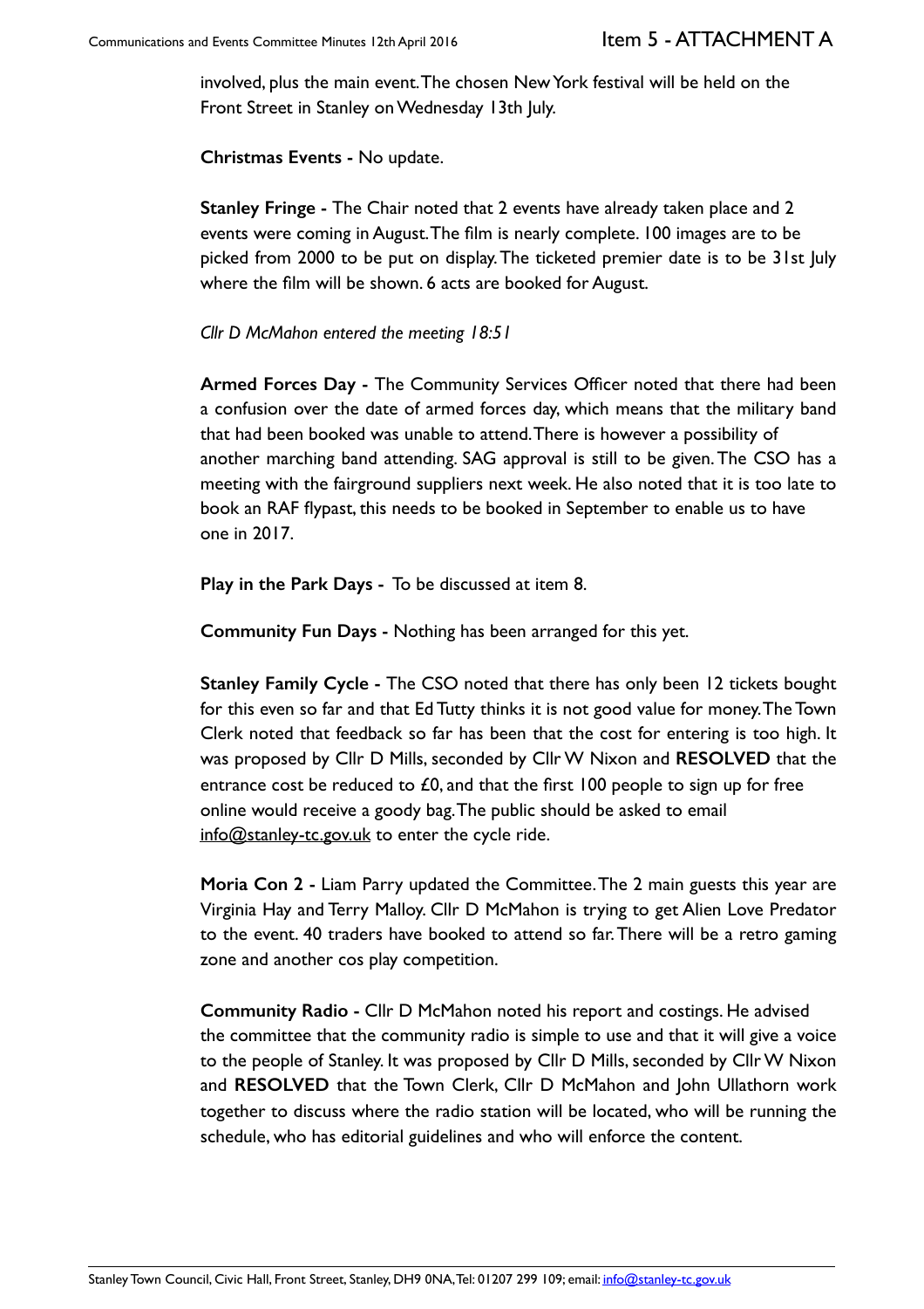involved, plus the main event. The chosen New York festival will be held on the Front Street in Stanley on Wednesday 13th July.

**Christmas Events -** No update.

**Stanley Fringe -** The Chair noted that 2 events have already taken place and 2 events were coming in August. The film is nearly complete. 100 images are to be picked from 2000 to be put on display. The ticketed premier date is to be 31st July where the film will be shown. 6 acts are booked for August.

*Cllr D McMahon entered the meeting 18:51*

**Armed Forces Day -** The Community Services Officer noted that there had been a confusion over the date of armed forces day, which means that the military band that had been booked was unable to attend. There is however a possibility of another marching band attending. SAG approval is still to be given. The CSO has a meeting with the fairground suppliers next week. He also noted that it is too late to book an RAF flypast, this needs to be booked in September to enable us to have one in 2017.

**Play in the Park Days -** To be discussed at item 8.

**Community Fun Days -** Nothing has been arranged for this yet.

**Stanley Family Cycle -** The CSO noted that there has only been 12 tickets bought for this even so far and that Ed Tutty thinks it is not good value for money. The Town Clerk noted that feedback so far has been that the cost for entering is too high. It was proposed by Cllr D Mills, seconded by Cllr W Nixon and **RESOLVED** that the entrance cost be reduced to £0, and that the first 100 people to sign up for free online would receive a goody bag. The public should be asked to email info@stanley-tc.gov.uk to enter the cycle ride.

**Moria Con 2 -** Liam Parry updated the Committee. The 2 main guests this year are Virginia Hay and Terry Malloy. Cllr D McMahon is trying to get Alien Love Predator to the event. 40 traders have booked to attend so far. There will be a retro gaming zone and another cos play competition.

**Community Radio -** Cllr D McMahon noted his report and costings. He advised the committee that the community radio is simple to use and that it will give a voice to the people of Stanley. It was proposed by Cllr D Mills, seconded by Cllr W Nixon and **RESOLVED** that the Town Clerk, Cllr D McMahon and John Ullathorn work together to discuss where the radio station will be located, who will be running the schedule, who has editorial guidelines and who will enforce the content.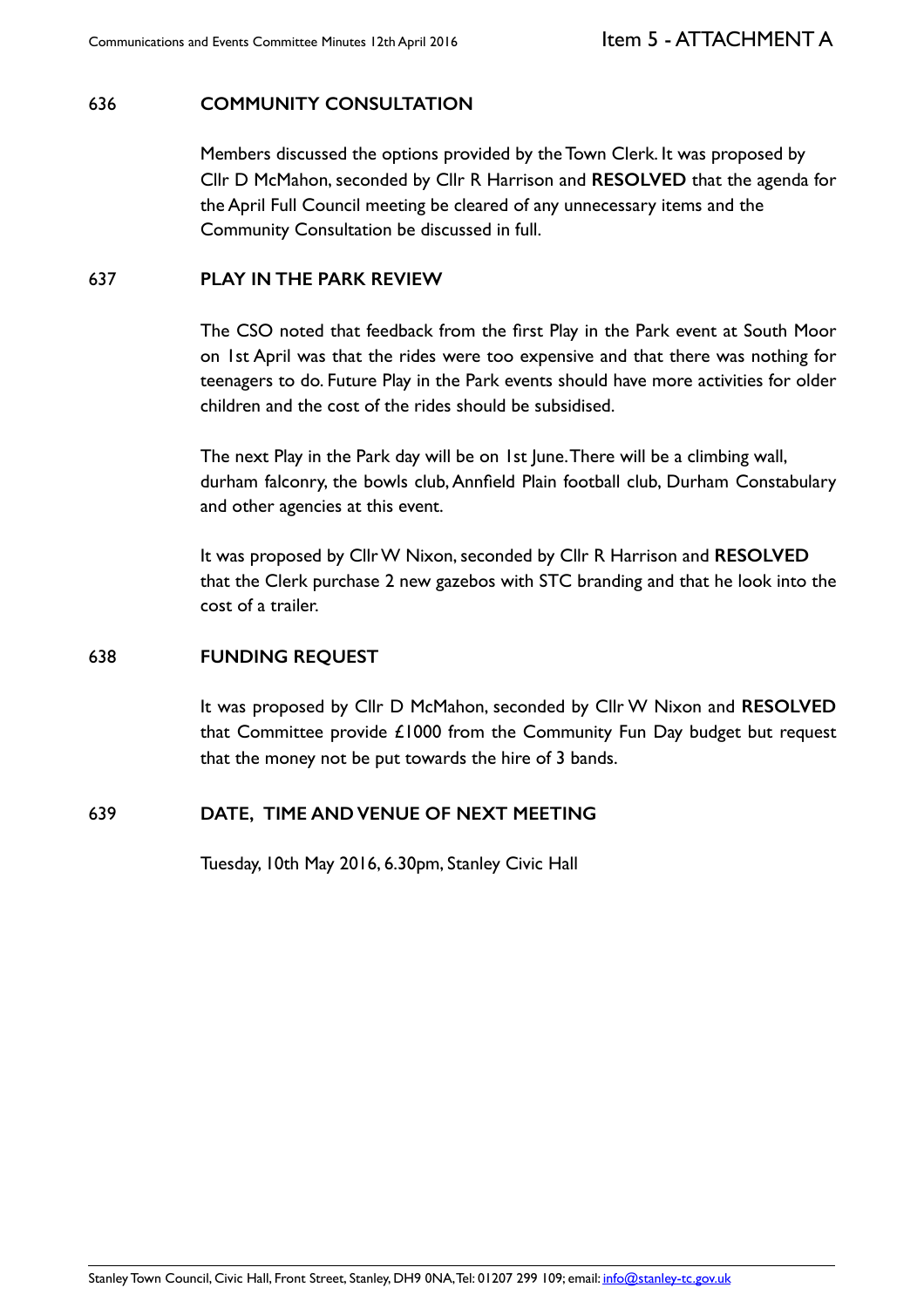## 636 COMMUNITY CONSULTATION

Members discussed the options provided by the Town Clerk. It was proposed by Cllr D McMahon, seconded by Cllr R Harrison and **RESOLVED** that the agenda for the April Full Council meeting be cleared of any unnecessary items and the Community Consultation be discussed in full.

## 637 PLAY IN THE PARK REVIEW

The CSO noted that feedback from the first Play in the Park event at South Moor on 1st April was that the rides were too expensive and that there was nothing for teenagers to do. Future Play in the Park events should have more activities for older children and the cost of the rides should be subsidised.

The next Play in the Park day will be on 1st June. There will be a climbing wall, durham falconry, the bowls club, Annfield Plain football club, Durham Constabulary and other agencies at this event.

It was proposed by Cllr W Nixon, seconded by Cllr R Harrison and **RESOLVED** that the Clerk purchase 2 new gazebos with STC branding and that he look into the cost of a trailer.

## 638 FUNDING REQUEST

It was proposed by Cllr D McMahon, seconded by Cllr W Nixon and **RESOLVED** that Committee provide £1000 from the Community Fun Day budget but request that the money not be put towards the hire of 3 bands.

## 639 DATE, TIME AND VENUE OF NEXT MEETING

Tuesday, 10th May 2016, 6.30pm, Stanley Civic Hall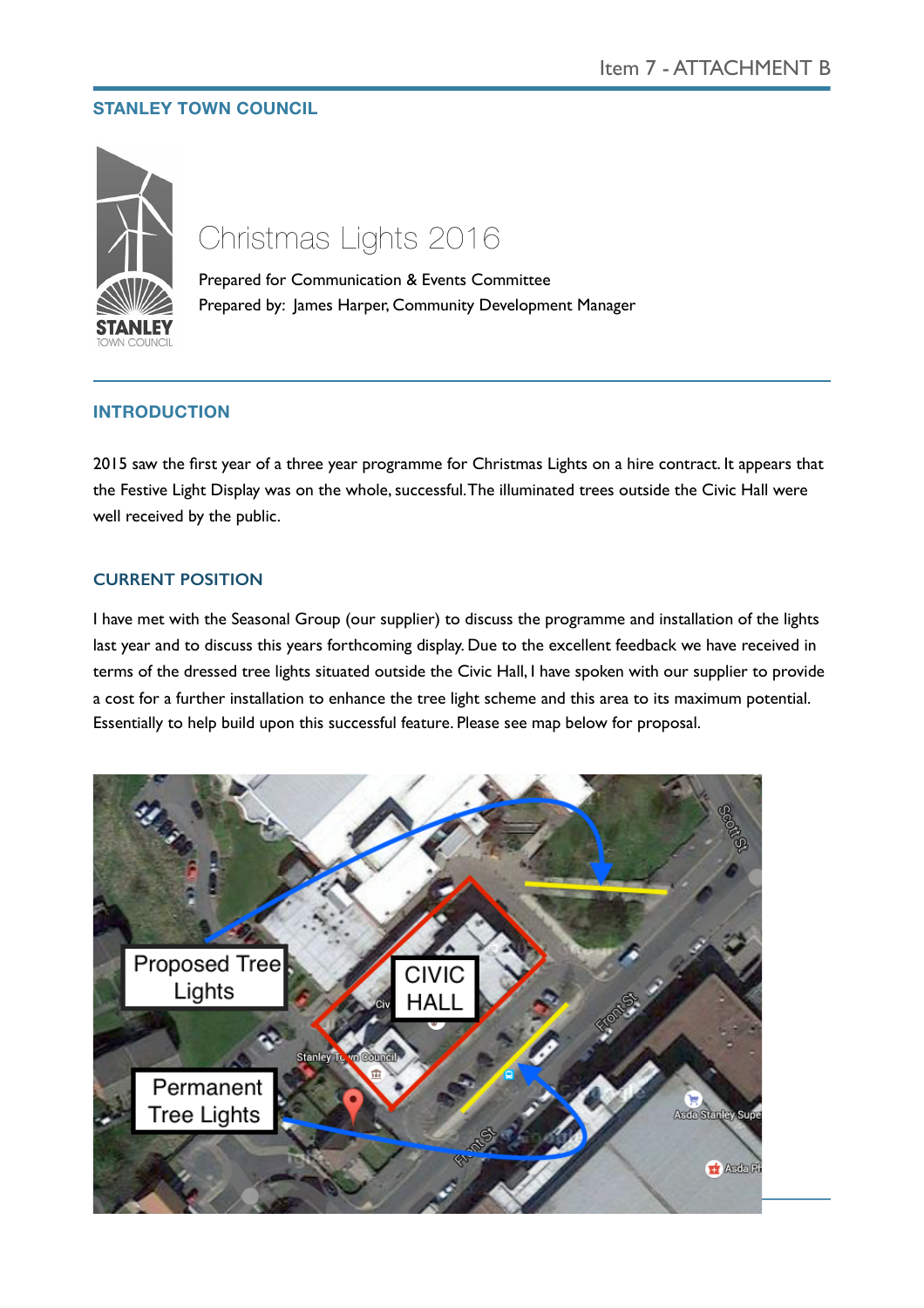Item 7 - ATTACHMENT B

## STANLEY TOWN COUNCIL

# Christmas Lights 2016

Prepared for Communication & Events Committee
Prepared by: James Harper, Community Development Manager

## INTRODUCTION

2015 saw the first year of a three year programme for Christmas Lights on a hire contract. It appears that the Festive Light Display was on the whole, successful. The illuminated trees outside the Civic Hall were well received by the public.

## CURRENT POSITION

I have met with the Seasonal Group (our supplier) to discuss the programme and installation of the lights last year and to discuss this years forthcoming display. Due to the excellent feedback we have received in terms of the dressed tree lights situated outside the Civic Hall, I have spoken with our supplier to provide a cost for a further installation to enhance the tree light scheme and this area to its maximum potential. Essentially to help build upon this successful feature. Please see map below for proposal.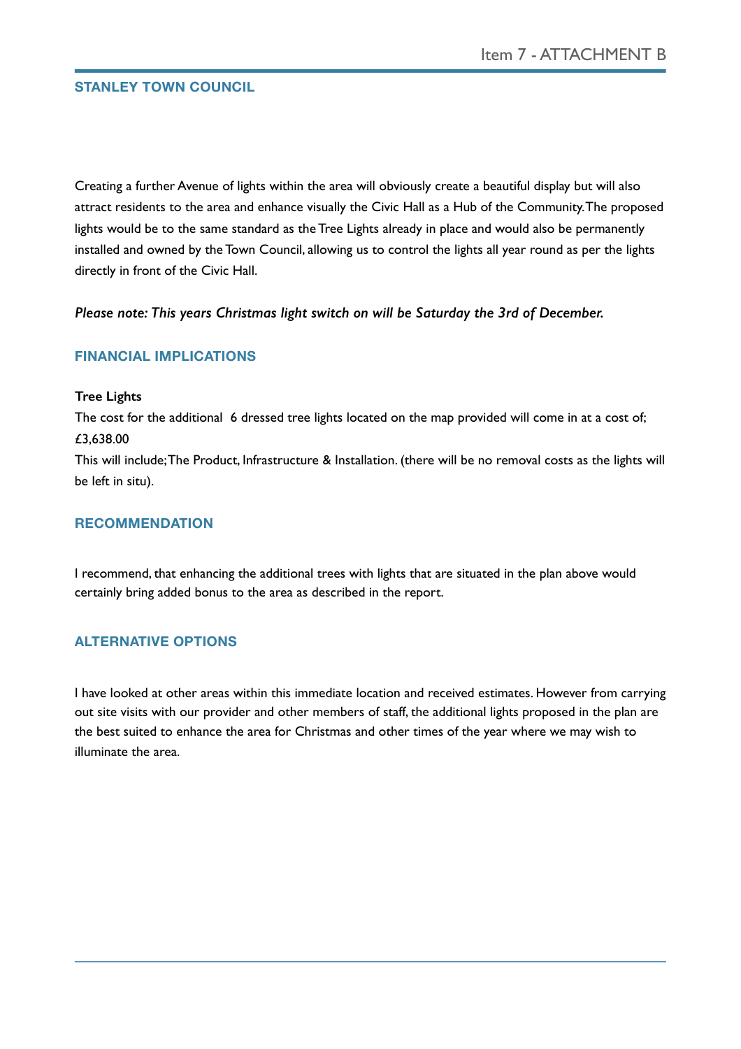STANLEY TOWN COUNCIL

Creating a further Avenue of lights within the area will obviously create a beautiful display but will also attract residents to the area and enhance visually the Civic Hall as a Hub of the Community. The proposed lights would be to the same standard as the Tree Lights already in place and would also be permanently installed and owned by the Town Council, allowing us to control the lights all year round as per the lights directly in front of the Civic Hall.

***Please note: This years Christmas light switch on will be Saturday the 3rd of December.***

## FINANCIAL IMPLICATIONS

**Tree Lights**

The cost for the additional 6 dressed tree lights located on the map provided will come in at a cost of; £3,638.00

This will include; The Product, Infrastructure & Installation. (there will be no removal costs as the lights will be left in situ).

## RECOMMENDATION

I recommend, that enhancing the additional trees with lights that are situated in the plan above would certainly bring added bonus to the area as described in the report.

## ALTERNATIVE OPTIONS

I have looked at other areas within this immediate location and received estimates. However from carrying out site visits with our provider and other members of staff, the additional lights proposed in the plan are the best suited to enhance the area for Christmas and other times of the year where we may wish to illuminate the area.